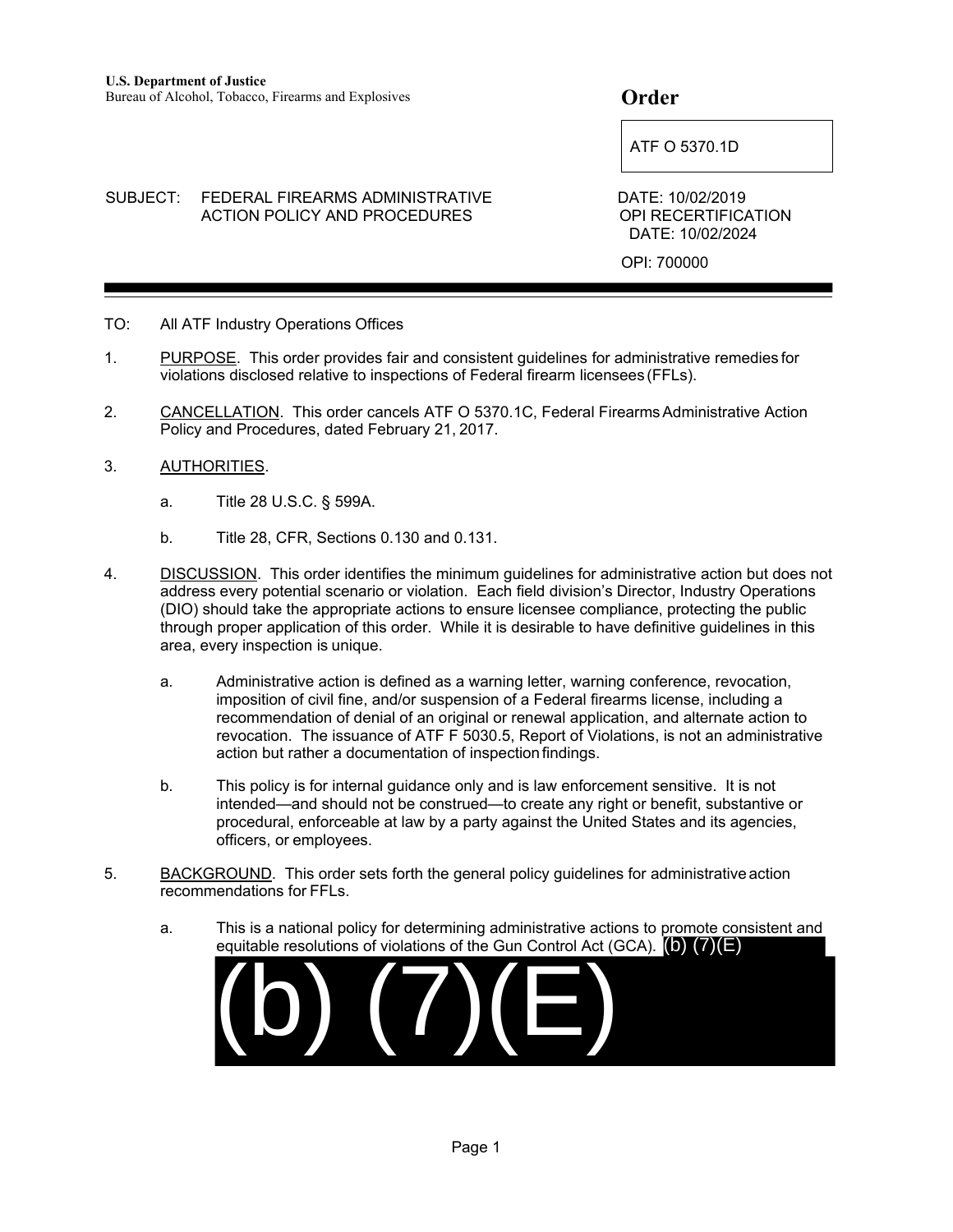**U.S. Department of Justice**
Bureau of Alcohol, Tobacco, Firearms and Explosives

# Order

ATF O 5370.1D

SUBJECT: FEDERAL FIREARMS ADMINISTRATIVE ACTION POLICY AND PROCEDURES

DATE: 10/02/2019
OPI RECERTIFICATION DATE: 10/02/2024

OPI: 700000

---

TO: All ATF Industry Operations Offices

1. PURPOSE. This order provides fair and consistent guidelines for administrative remedies for violations disclosed relative to inspections of Federal firearm licensees (FFLs).

2. CANCELLATION. This order cancels ATF O 5370.1C, Federal Firearms Administrative Action Policy and Procedures, dated February 21, 2017.

3. AUTHORITIES.

   a. Title 28 U.S.C. § 599A.

   b. Title 28, CFR, Sections 0.130 and 0.131.

4. DISCUSSION. This order identifies the minimum guidelines for administrative action but does not address every potential scenario or violation. Each field division's Director, Industry Operations (DIO) should take the appropriate actions to ensure licensee compliance, protecting the public through proper application of this order. While it is desirable to have definitive guidelines in this area, every inspection is unique.

   a. Administrative action is defined as a warning letter, warning conference, revocation, imposition of civil fine, and/or suspension of a Federal firearms license, including a recommendation of denial of an original or renewal application, and alternate action to revocation. The issuance of ATF F 5030.5, Report of Violations, is not an administrative action but rather a documentation of inspection findings.

   b. This policy is for internal guidance only and is law enforcement sensitive. It is not intended—and should not be construed—to create any right or benefit, substantive or procedural, enforceable at law by a party against the United States and its agencies, officers, or employees.

5. BACKGROUND. This order sets forth the general policy guidelines for administrative action recommendations for FFLs.

   a. This is a national policy for determining administrative actions to promote consistent and equitable resolutions of violations of the Gun Control Act (GCA). (b) (7)(E)

(b) (7)(E)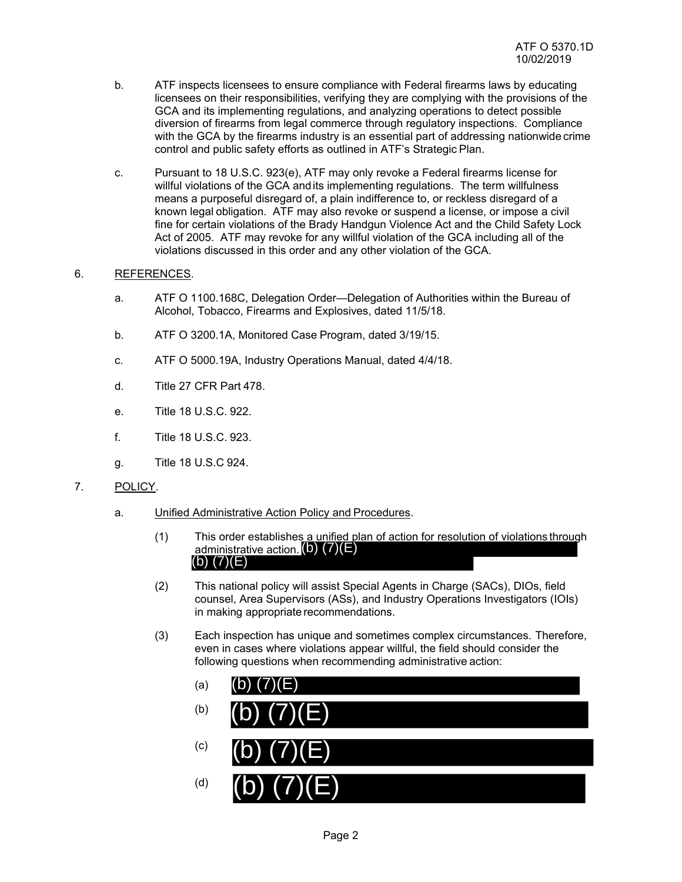b. ATF inspects licensees to ensure compliance with Federal firearms laws by educating licensees on their responsibilities, verifying they are complying with the provisions of the GCA and its implementing regulations, and analyzing operations to detect possible diversion of firearms from legal commerce through regulatory inspections. Compliance with the GCA by the firearms industry is an essential part of addressing nationwide crime control and public safety efforts as outlined in ATF's Strategic Plan.

c. Pursuant to 18 U.S.C. 923(e), ATF may only revoke a Federal firearms license for willful violations of the GCA and its implementing regulations. The term willfulness means a purposeful disregard of, a plain indifference to, or reckless disregard of a known legal obligation. ATF may also revoke or suspend a license, or impose a civil fine for certain violations of the Brady Handgun Violence Act and the Child Safety Lock Act of 2005. ATF may revoke for any willful violation of the GCA including all of the violations discussed in this order and any other violation of the GCA.

6. REFERENCES.

a. ATF O 1100.168C, Delegation Order—Delegation of Authorities within the Bureau of Alcohol, Tobacco, Firearms and Explosives, dated 11/5/18.

b. ATF O 3200.1A, Monitored Case Program, dated 3/19/15.

c. ATF O 5000.19A, Industry Operations Manual, dated 4/4/18.

d. Title 27 CFR Part 478.

e. Title 18 U.S.C. 922.

f. Title 18 U.S.C. 923.

g. Title 18 U.S.C 924.

7. POLICY.

a. Unified Administrative Action Policy and Procedures.

(1) This order establishes a unified plan of action for resolution of violations through administrative action. (b) (7)(E) (b) (7)(E)

(2) This national policy will assist Special Agents in Charge (SACs), DIOs, field counsel, Area Supervisors (ASs), and Industry Operations Investigators (IOIs) in making appropriate recommendations.

(3) Each inspection has unique and sometimes complex circumstances. Therefore, even in cases where violations appear willful, the field should consider the following questions when recommending administrative action:

(a) (b) (7)(E)

(b) (b) (7)(E)

(c) (b) (7)(E)

(d) (b) (7)(E)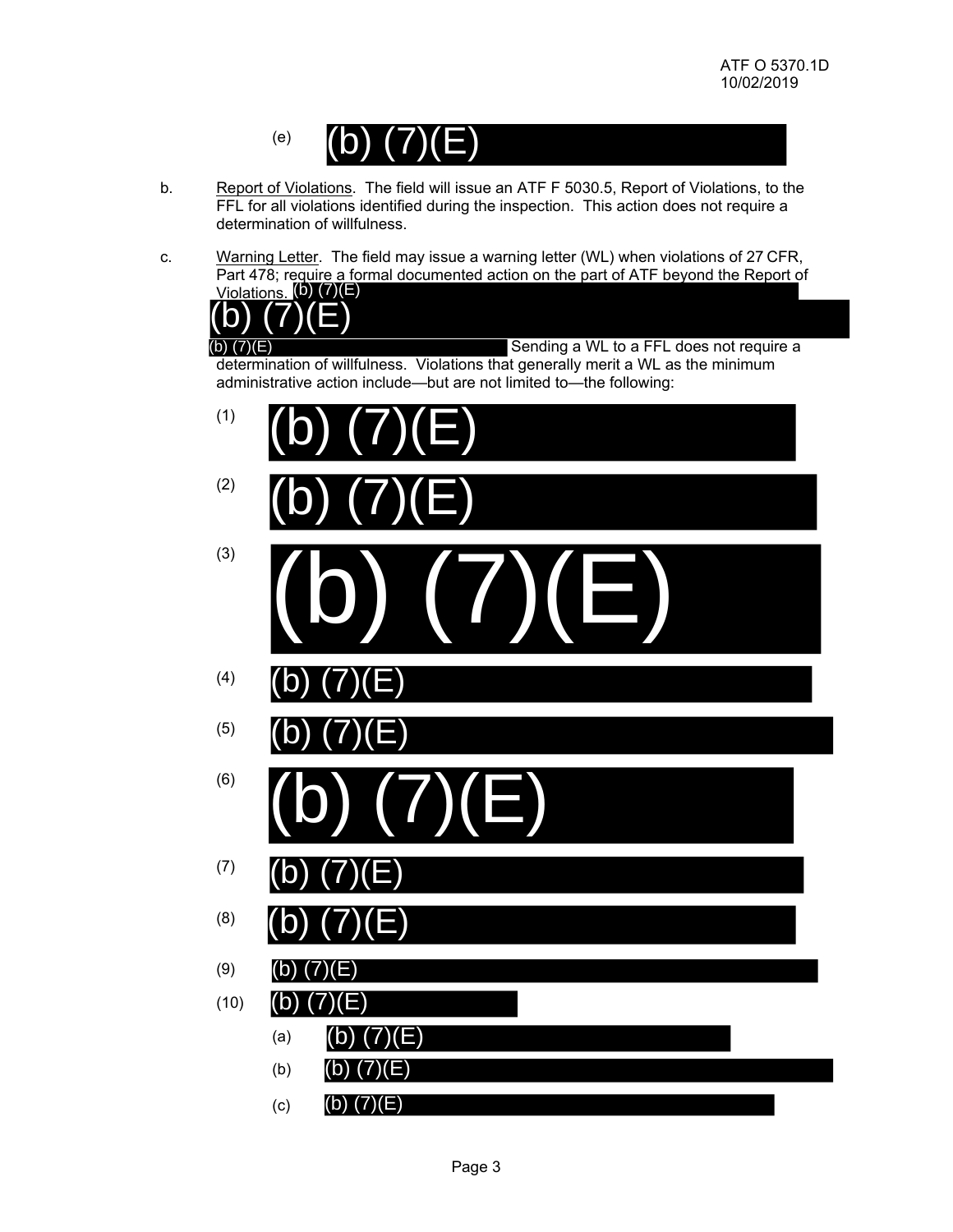(e) (b) (7)(E)

b. Report of Violations. The field will issue an ATF F 5030.5, Report of Violations, to the FFL for all violations identified during the inspection. This action does not require a determination of willfulness.

c. Warning Letter. The field may issue a warning letter (WL) when violations of 27 CFR, Part 478; require a formal documented action on the part of ATF beyond the Report of Violations. (b) (7)(E) (b) (7)(E) (b) (7)(E) Sending a WL to a FFL does not require a determination of willfulness. Violations that generally merit a WL as the minimum administrative action include—but are not limited to—the following:

(1) (b) (7)(E)

(2) (b) (7)(E)

(3) (b) (7)(E)

(4) (b) (7)(E)

(5) (b) (7)(E)

(6) (b) (7)(E)

(7) (b) (7)(E)

(8) (b) (7)(E)

(9) (b) (7)(E)

(10) (b) (7)(E)

(a) (b) (7)(E)

(b) (b) (7)(E)

(c) (b) (7)(E)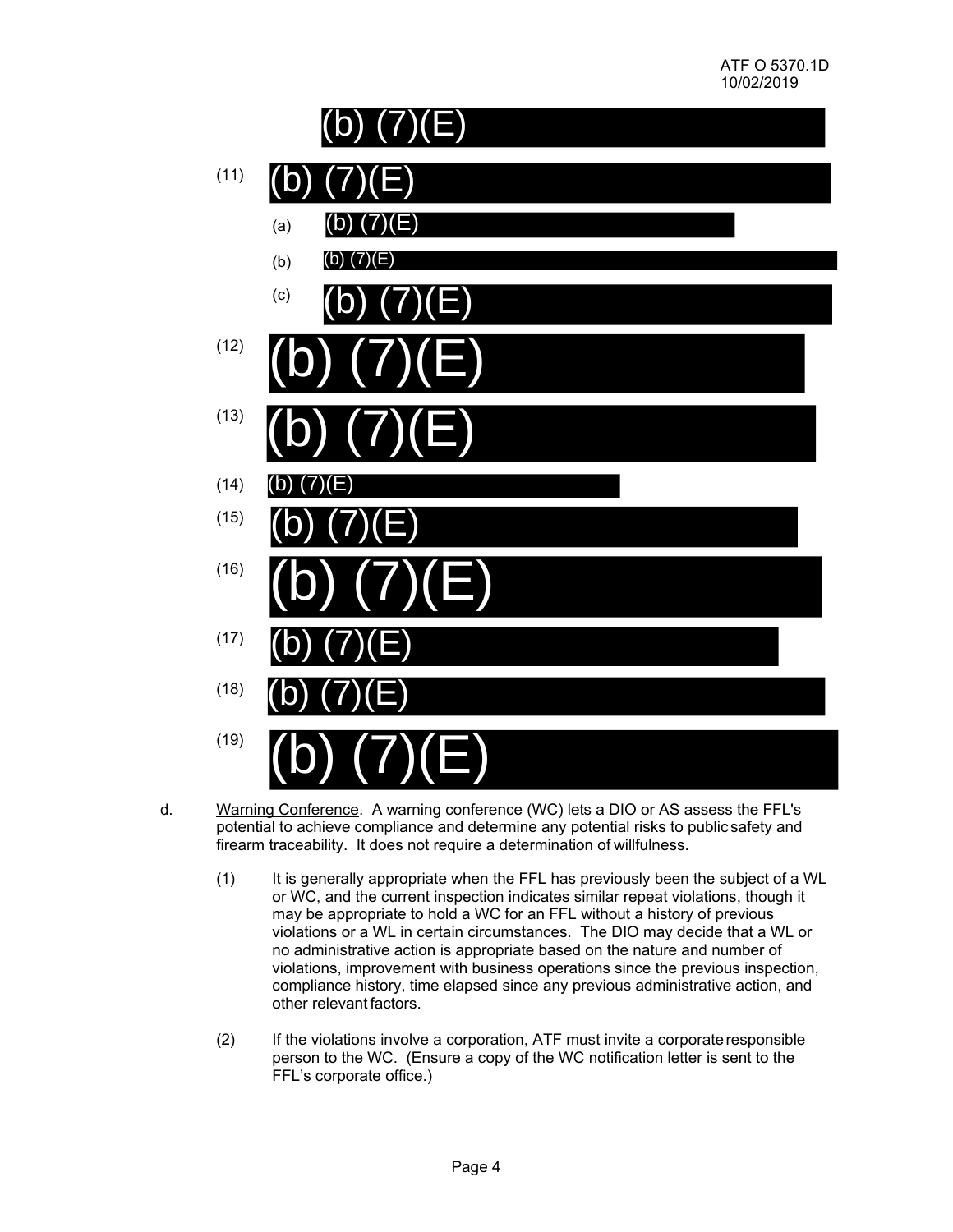(b) (7)(E)

(11) (b) (7)(E)

(a) (b) (7)(E)

(b) (b) (7)(E)

(c) (b) (7)(E)

(12) (b) (7)(E)

(13) (b) (7)(E)

(14) (b) (7)(E)

(15) (b) (7)(E)

(16) (b) (7)(E)

(17) (b) (7)(E)

(18) (b) (7)(E)

(19) (b) (7)(E)

d. Warning Conference. A warning conference (WC) lets a DIO or AS assess the FFL's potential to achieve compliance and determine any potential risks to public safety and firearm traceability. It does not require a determination of willfulness.

(1) It is generally appropriate when the FFL has previously been the subject of a WL or WC, and the current inspection indicates similar repeat violations, though it may be appropriate to hold a WC for an FFL without a history of previous violations or a WL in certain circumstances. The DIO may decide that a WL or no administrative action is appropriate based on the nature and number of violations, improvement with business operations since the previous inspection, compliance history, time elapsed since any previous administrative action, and other relevant factors.

(2) If the violations involve a corporation, ATF must invite a corporate responsible person to the WC. (Ensure a copy of the WC notification letter is sent to the FFL's corporate office.)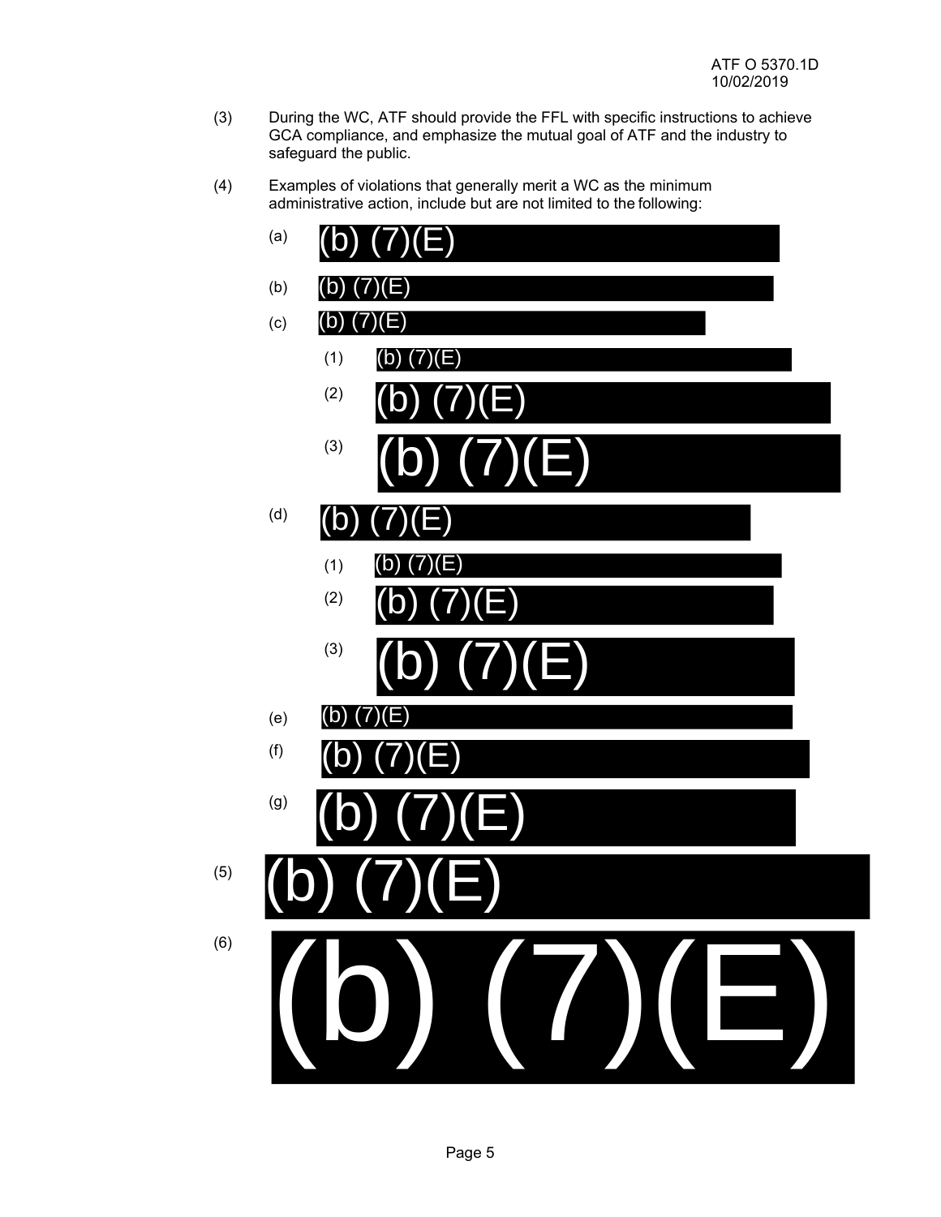(3) During the WC, ATF should provide the FFL with specific instructions to achieve GCA compliance, and emphasize the mutual goal of ATF and the industry to safeguard the public.

(4) Examples of violations that generally merit a WC as the minimum administrative action, include but are not limited to the following:

   (a) (b) (7)(E)

   (b) (b) (7)(E)

   (c) (b) (7)(E)

      (1) (b) (7)(E)

      (2) (b) (7)(E)

      (3) (b) (7)(E)

   (d) (b) (7)(E)

      (1) (b) (7)(E)

      (2) (b) (7)(E)

      (3) (b) (7)(E)

   (e) (b) (7)(E)

   (f) (b) (7)(E)

   (g) (b) (7)(E)

(5) (b) (7)(E)

(6) (b) (7)(E)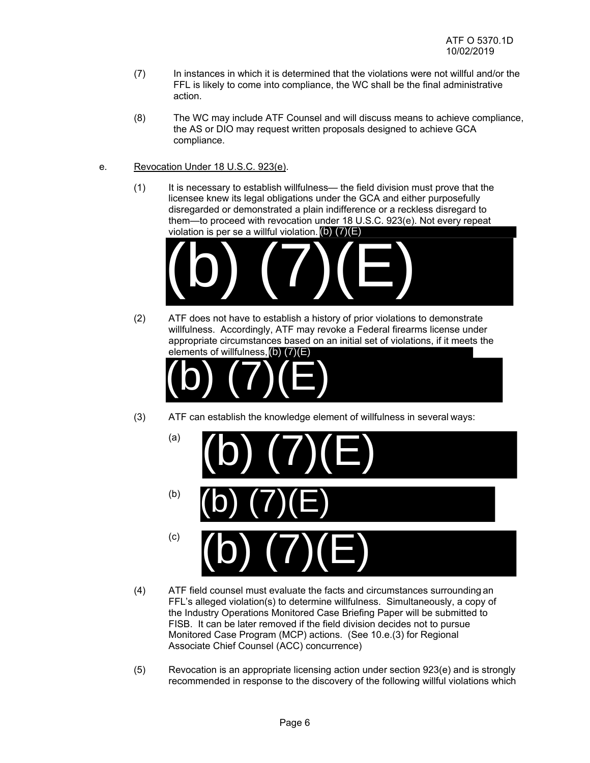(7) In instances in which it is determined that the violations were not willful and/or the FFL is likely to come into compliance, the WC shall be the final administrative action.

(8) The WC may include ATF Counsel and will discuss means to achieve compliance, the AS or DIO may request written proposals designed to achieve GCA compliance.

e. Revocation Under 18 U.S.C. 923(e).

(1) It is necessary to establish willfulness— the field division must prove that the licensee knew its legal obligations under the GCA and either purposefully disregarded or demonstrated a plain indifference or a reckless disregard to them—to proceed with revocation under 18 U.S.C. 923(e). Not every repeat violation is per se a willful violation. (b) (7)(E)

(b) (7)(E)

(2) ATF does not have to establish a history of prior violations to demonstrate willfulness. Accordingly, ATF may revoke a Federal firearms license under appropriate circumstances based on an initial set of violations, if it meets the elements of willfulness, (b) (7)(E)

(b) (7)(E)

(3) ATF can establish the knowledge element of willfulness in several ways:

(a) (b) (7)(E)

(b) (b) (7)(E)

(c) (b) (7)(E)

(4) ATF field counsel must evaluate the facts and circumstances surrounding an FFL's alleged violation(s) to determine willfulness. Simultaneously, a copy of the Industry Operations Monitored Case Briefing Paper will be submitted to FISB. It can be later removed if the field division decides not to pursue Monitored Case Program (MCP) actions. (See 10.e.(3) for Regional Associate Chief Counsel (ACC) concurrence)

(5) Revocation is an appropriate licensing action under section 923(e) and is strongly recommended in response to the discovery of the following willful violations which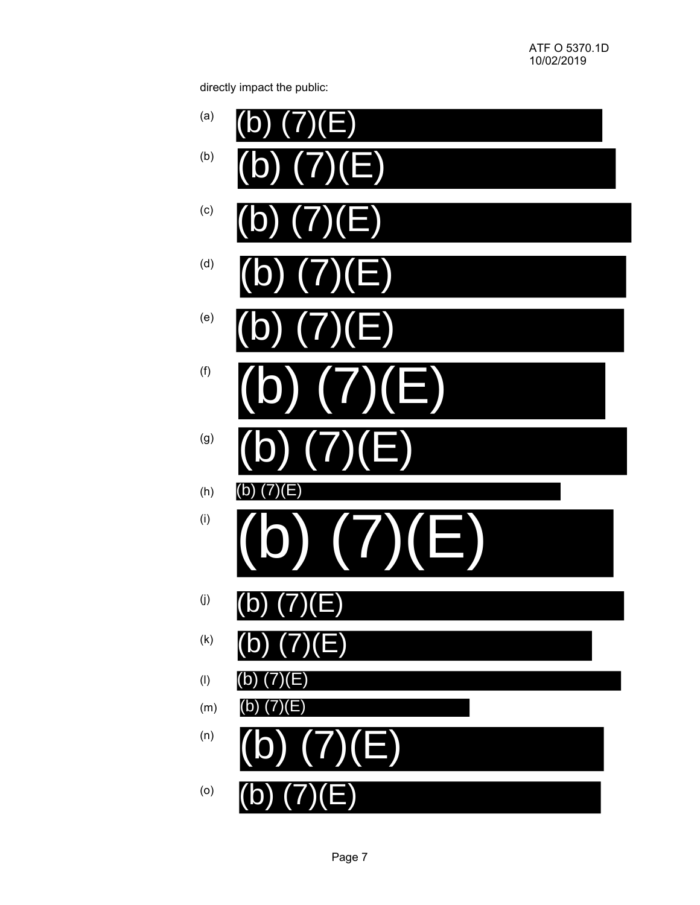directly impact the public:

(a) (b) (7)(E)

(b) (b) (7)(E)

(c) (b) (7)(E)

(d) (b) (7)(E)

(e) (b) (7)(E)

(f) (b) (7)(E)

(g) (b) (7)(E)

(h) (b) (7)(E)

(i) (b) (7)(E)

(j) (b) (7)(E)

(k) (b) (7)(E)

(l) (b) (7)(E)

(m) (b) (7)(E)

(n) (b) (7)(E)

(o) (b) (7)(E)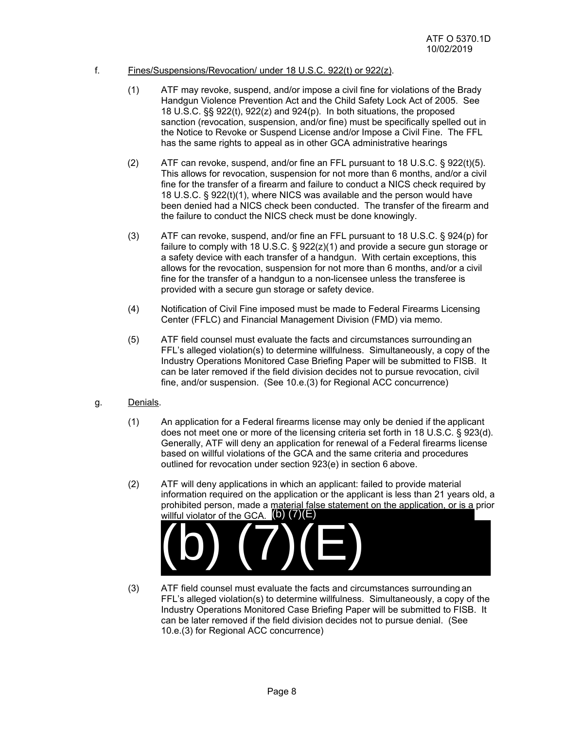f. Fines/Suspensions/Revocation/ under 18 U.S.C. 922(t) or 922(z).

(1) ATF may revoke, suspend, and/or impose a civil fine for violations of the Brady Handgun Violence Prevention Act and the Child Safety Lock Act of 2005. See 18 U.S.C. §§ 922(t), 922(z) and 924(p). In both situations, the proposed sanction (revocation, suspension, and/or fine) must be specifically spelled out in the Notice to Revoke or Suspend License and/or Impose a Civil Fine. The FFL has the same rights to appeal as in other GCA administrative hearings

(2) ATF can revoke, suspend, and/or fine an FFL pursuant to 18 U.S.C. § 922(t)(5). This allows for revocation, suspension for not more than 6 months, and/or a civil fine for the transfer of a firearm and failure to conduct a NICS check required by 18 U.S.C. § 922(t)(1), where NICS was available and the person would have been denied had a NICS check been conducted. The transfer of the firearm and the failure to conduct the NICS check must be done knowingly.

(3) ATF can revoke, suspend, and/or fine an FFL pursuant to 18 U.S.C. § 924(p) for failure to comply with 18 U.S.C. § 922(z)(1) and provide a secure gun storage or a safety device with each transfer of a handgun. With certain exceptions, this allows for the revocation, suspension for not more than 6 months, and/or a civil fine for the transfer of a handgun to a non-licensee unless the transferee is provided with a secure gun storage or safety device.

(4) Notification of Civil Fine imposed must be made to Federal Firearms Licensing Center (FFLC) and Financial Management Division (FMD) via memo.

(5) ATF field counsel must evaluate the facts and circumstances surrounding an FFL's alleged violation(s) to determine willfulness. Simultaneously, a copy of the Industry Operations Monitored Case Briefing Paper will be submitted to FISB. It can be later removed if the field division decides not to pursue revocation, civil fine, and/or suspension. (See 10.e.(3) for Regional ACC concurrence)

g. Denials.

(1) An application for a Federal firearms license may only be denied if the applicant does not meet one or more of the licensing criteria set forth in 18 U.S.C. § 923(d). Generally, ATF will deny an application for renewal of a Federal firearms license based on willful violations of the GCA and the same criteria and procedures outlined for revocation under section 923(e) in section 6 above.

(2) ATF will deny applications in which an applicant: failed to provide material information required on the application or the applicant is less than 21 years old, a prohibited person, made a material false statement on the application, or is a prior willful violator of the GCA. (b) (7)(E)

(b) (7)(E)

(3) ATF field counsel must evaluate the facts and circumstances surrounding an FFL's alleged violation(s) to determine willfulness. Simultaneously, a copy of the Industry Operations Monitored Case Briefing Paper will be submitted to FISB. It can be later removed if the field division decides not to pursue denial. (See 10.e.(3) for Regional ACC concurrence)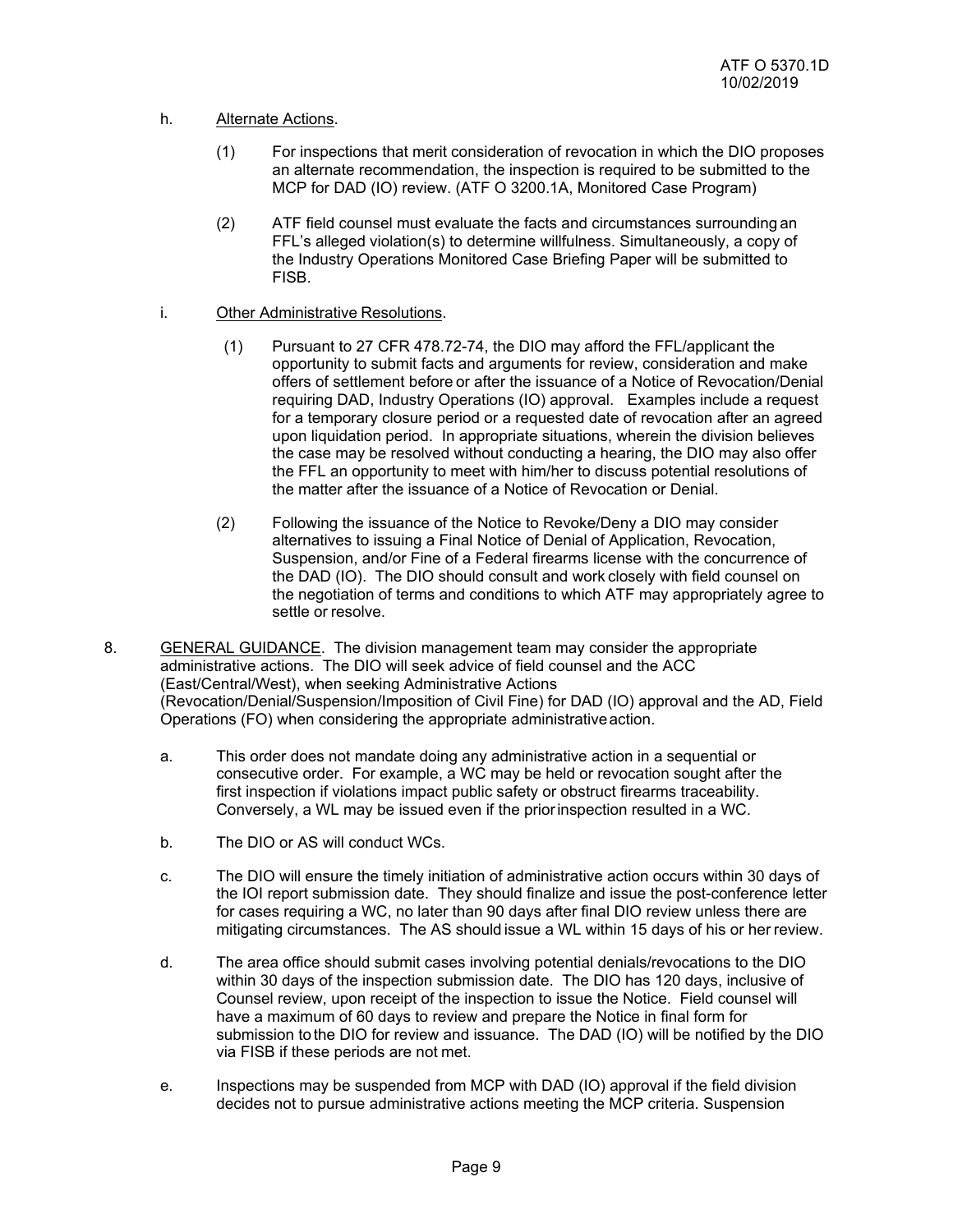h. Alternate Actions.

(1) For inspections that merit consideration of revocation in which the DIO proposes an alternate recommendation, the inspection is required to be submitted to the MCP for DAD (IO) review. (ATF O 3200.1A, Monitored Case Program)

(2) ATF field counsel must evaluate the facts and circumstances surrounding an FFL's alleged violation(s) to determine willfulness. Simultaneously, a copy of the Industry Operations Monitored Case Briefing Paper will be submitted to FISB.

i. Other Administrative Resolutions.

(1) Pursuant to 27 CFR 478.72-74, the DIO may afford the FFL/applicant the opportunity to submit facts and arguments for review, consideration and make offers of settlement before or after the issuance of a Notice of Revocation/Denial requiring DAD, Industry Operations (IO) approval. Examples include a request for a temporary closure period or a requested date of revocation after an agreed upon liquidation period. In appropriate situations, wherein the division believes the case may be resolved without conducting a hearing, the DIO may also offer the FFL an opportunity to meet with him/her to discuss potential resolutions of the matter after the issuance of a Notice of Revocation or Denial.

(2) Following the issuance of the Notice to Revoke/Deny a DIO may consider alternatives to issuing a Final Notice of Denial of Application, Revocation, Suspension, and/or Fine of a Federal firearms license with the concurrence of the DAD (IO). The DIO should consult and work closely with field counsel on the negotiation of terms and conditions to which ATF may appropriately agree to settle or resolve.

8. GENERAL GUIDANCE. The division management team may consider the appropriate administrative actions. The DIO will seek advice of field counsel and the ACC (East/Central/West), when seeking Administrative Actions (Revocation/Denial/Suspension/Imposition of Civil Fine) for DAD (IO) approval and the AD, Field Operations (FO) when considering the appropriate administrative action.

a. This order does not mandate doing any administrative action in a sequential or consecutive order. For example, a WC may be held or revocation sought after the first inspection if violations impact public safety or obstruct firearms traceability. Conversely, a WL may be issued even if the prior inspection resulted in a WC.

b. The DIO or AS will conduct WCs.

c. The DIO will ensure the timely initiation of administrative action occurs within 30 days of the IOI report submission date. They should finalize and issue the post-conference letter for cases requiring a WC, no later than 90 days after final DIO review unless there are mitigating circumstances. The AS should issue a WL within 15 days of his or her review.

d. The area office should submit cases involving potential denials/revocations to the DIO within 30 days of the inspection submission date. The DIO has 120 days, inclusive of Counsel review, upon receipt of the inspection to issue the Notice. Field counsel will have a maximum of 60 days to review and prepare the Notice in final form for submission to the DIO for review and issuance. The DAD (IO) will be notified by the DIO via FISB if these periods are not met.

e. Inspections may be suspended from MCP with DAD (IO) approval if the field division decides not to pursue administrative actions meeting the MCP criteria. Suspension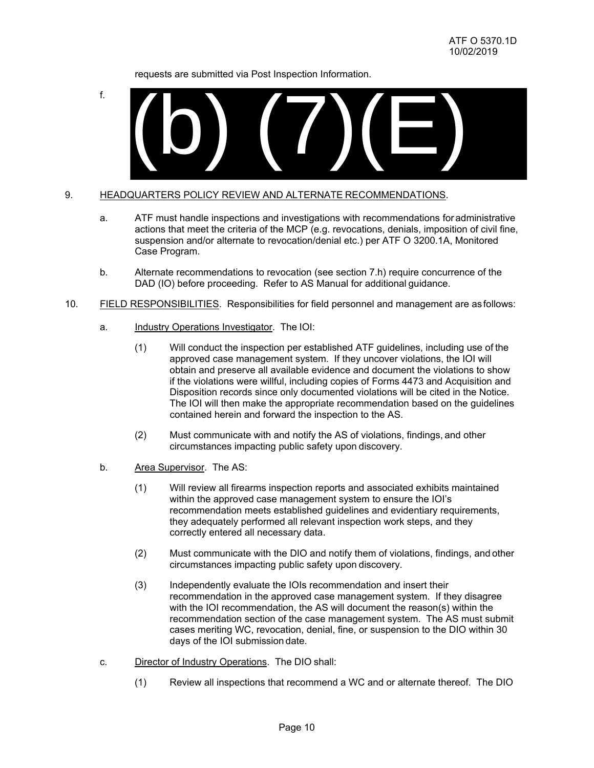requests are submitted via Post Inspection Information.

f. (b) (7)(E)

9. HEADQUARTERS POLICY REVIEW AND ALTERNATE RECOMMENDATIONS.

   a. ATF must handle inspections and investigations with recommendations for administrative actions that meet the criteria of the MCP (e.g. revocations, denials, imposition of civil fine, suspension and/or alternate to revocation/denial etc.) per ATF O 3200.1A, Monitored Case Program.

   b. Alternate recommendations to revocation (see section 7.h) require concurrence of the DAD (IO) before proceeding. Refer to AS Manual for additional guidance.

10. FIELD RESPONSIBILITIES. Responsibilities for field personnel and management are as follows:

   a. Industry Operations Investigator. The IOI:

      (1) Will conduct the inspection per established ATF guidelines, including use of the approved case management system. If they uncover violations, the IOI will obtain and preserve all available evidence and document the violations to show if the violations were willful, including copies of Forms 4473 and Acquisition and Disposition records since only documented violations will be cited in the Notice. The IOI will then make the appropriate recommendation based on the guidelines contained herein and forward the inspection to the AS.

      (2) Must communicate with and notify the AS of violations, findings, and other circumstances impacting public safety upon discovery.

   b. Area Supervisor. The AS:

      (1) Will review all firearms inspection reports and associated exhibits maintained within the approved case management system to ensure the IOI's recommendation meets established guidelines and evidentiary requirements, they adequately performed all relevant inspection work steps, and they correctly entered all necessary data.

      (2) Must communicate with the DIO and notify them of violations, findings, and other circumstances impacting public safety upon discovery.

      (3) Independently evaluate the IOIs recommendation and insert their recommendation in the approved case management system. If they disagree with the IOI recommendation, the AS will document the reason(s) within the recommendation section of the case management system. The AS must submit cases meriting WC, revocation, denial, fine, or suspension to the DIO within 30 days of the IOI submission date.

   c. Director of Industry Operations. The DIO shall:

      (1) Review all inspections that recommend a WC and or alternate thereof. The DIO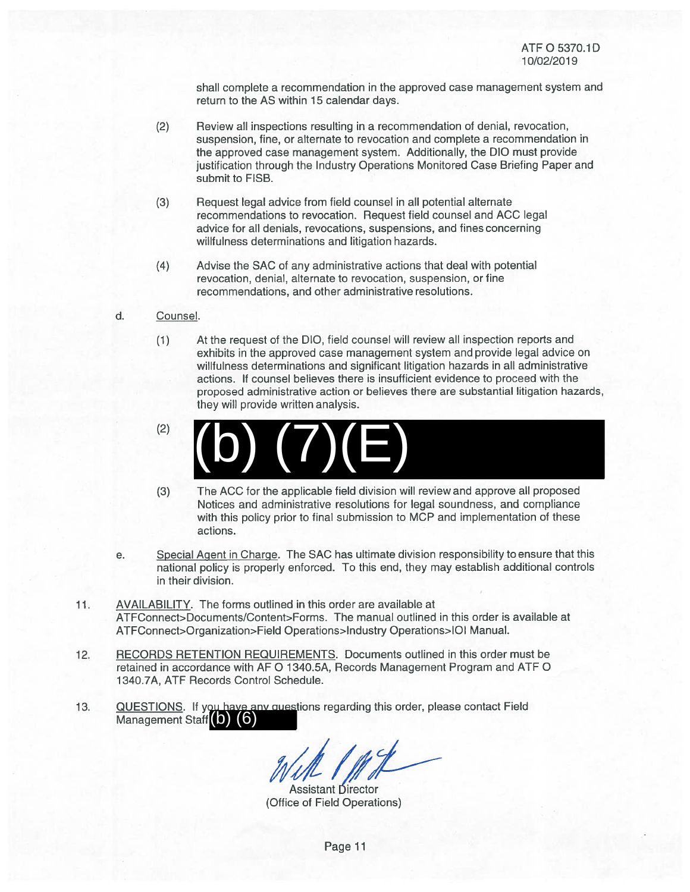shall complete a recommendation in the approved case management system and return to the AS within 15 calendar days.

(2) Review all inspections resulting in a recommendation of denial, revocation, suspension, fine, or alternate to revocation and complete a recommendation in the approved case management system. Additionally, the DIO must provide justification through the Industry Operations Monitored Case Briefing Paper and submit to FISB.

(3) Request legal advice from field counsel in all potential alternate recommendations to revocation. Request field counsel and ACC legal advice for all denials, revocations, suspensions, and fines concerning willfulness determinations and litigation hazards.

(4) Advise the SAC of any administrative actions that deal with potential revocation, denial, alternate to revocation, suspension, or fine recommendations, and other administrative resolutions.

d. Counsel.

(1) At the request of the DIO, field counsel will review all inspection reports and exhibits in the approved case management system and provide legal advice on willfulness determinations and significant litigation hazards in all administrative actions. If counsel believes there is insufficient evidence to proceed with the proposed administrative action or believes there are substantial litigation hazards, they will provide written analysis.

(2) (b) (7)(E)

(3) The ACC for the applicable field division will review and approve all proposed Notices and administrative resolutions for legal soundness, and compliance with this policy prior to final submission to MCP and implementation of these actions.

e. Special Agent in Charge. The SAC has ultimate division responsibility to ensure that this national policy is properly enforced. To this end, they may establish additional controls in their division.

11. AVAILABILITY. The forms outlined in this order are available at ATFConnect>Documents/Content>Forms. The manual outlined in this order is available at ATFConnect>Organization>Field Operations>Industry Operations>IOI Manual.

12. RECORDS RETENTION REQUIREMENTS. Documents outlined in this order must be retained in accordance with AF O 1340.5A, Records Management Program and ATF O 1340.7A, ATF Records Control Schedule.

13. QUESTIONS. If you have any questions regarding this order, please contact Field Management Staff (b) (6)

Assistant Director
(Office of Field Operations)